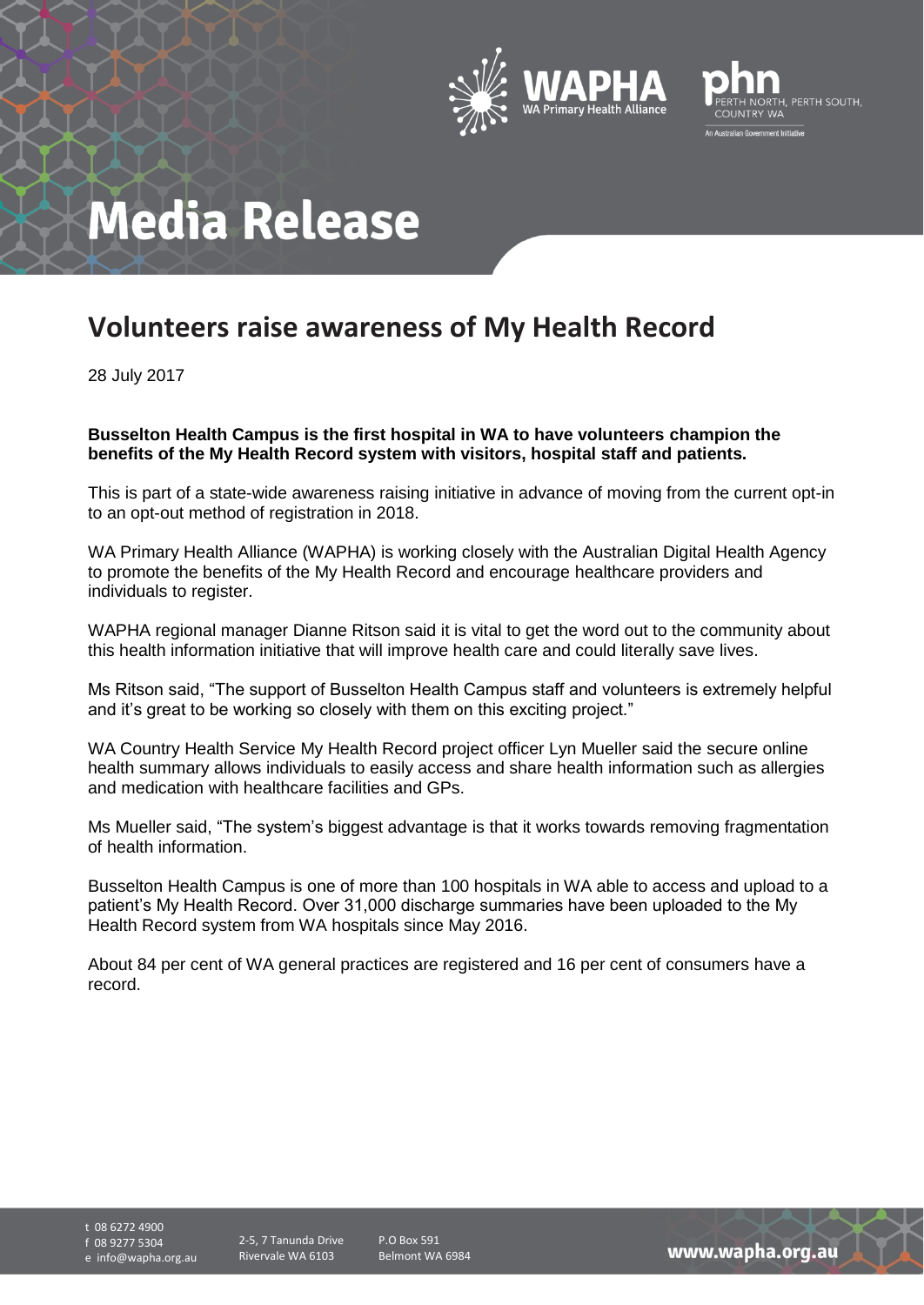# Media Release

## Volunteers raise awareness of My Health Record

28 July 2017

**Busselton Health Campus is the first hospital in WA to have volunteers champion the benefits of the My Health Record system with visitors, hospital staff and patients.**

This is part of a state-wide awareness raising initiative in advance of moving from the current opt-in to an opt-out method of registration in 2018.

WA Primary Health Alliance (WAPHA) is working closely with the Australian Digital Health Agency to promote the benefits of the My Health Record and encourage healthcare providers and individuals to register.

WAPHA regional manager Dianne Ritson said it is vital to get the word out to the community about this health information initiative that will improve health care and could literally save lives.

Ms Ritson said, "The support of Busselton Health Campus staff and volunteers is extremely helpful and it's great to be working so closely with them on this exciting project."

WA Country Health Service My Health Record project officer Lyn Mueller said the secure online health summary allows individuals to easily access and share health information such as allergies and medication with healthcare facilities and GPs.

Ms Mueller said, "The system's biggest advantage is that it works towards removing fragmentation of health information.

Busselton Health Campus is one of more than 100 hospitals in WA able to access and upload to a patient's My Health Record. Over 31,000 discharge summaries have been uploaded to the My Health Record system from WA hospitals since May 2016.

About 84 per cent of WA general practices are registered and 16 per cent of consumers have a record.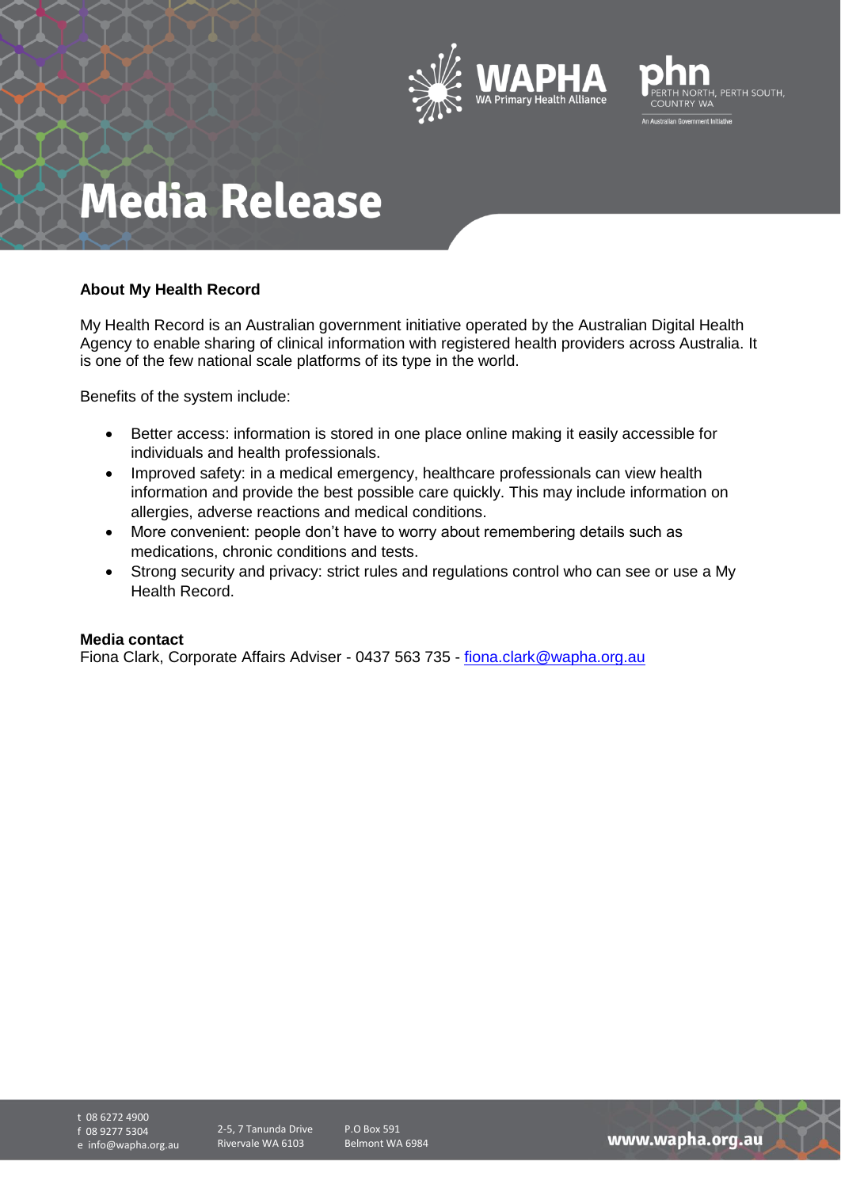# Media Release

**About My Health Record**

My Health Record is an Australian government initiative operated by the Australian Digital Health Agency to enable sharing of clinical information with registered health providers across Australia. It is one of the few national scale platforms of its type in the world.

Benefits of the system include:

- Better access: information is stored in one place online making it easily accessible for individuals and health professionals.
- Improved safety: in a medical emergency, healthcare professionals can view health information and provide the best possible care quickly. This may include information on allergies, adverse reactions and medical conditions.
- More convenient: people don't have to worry about remembering details such as medications, chronic conditions and tests.
- Strong security and privacy: strict rules and regulations control who can see or use a My Health Record.

**Media contact**
Fiona Clark, Corporate Affairs Adviser - 0437 563 735 - fiona.clark@wapha.org.au